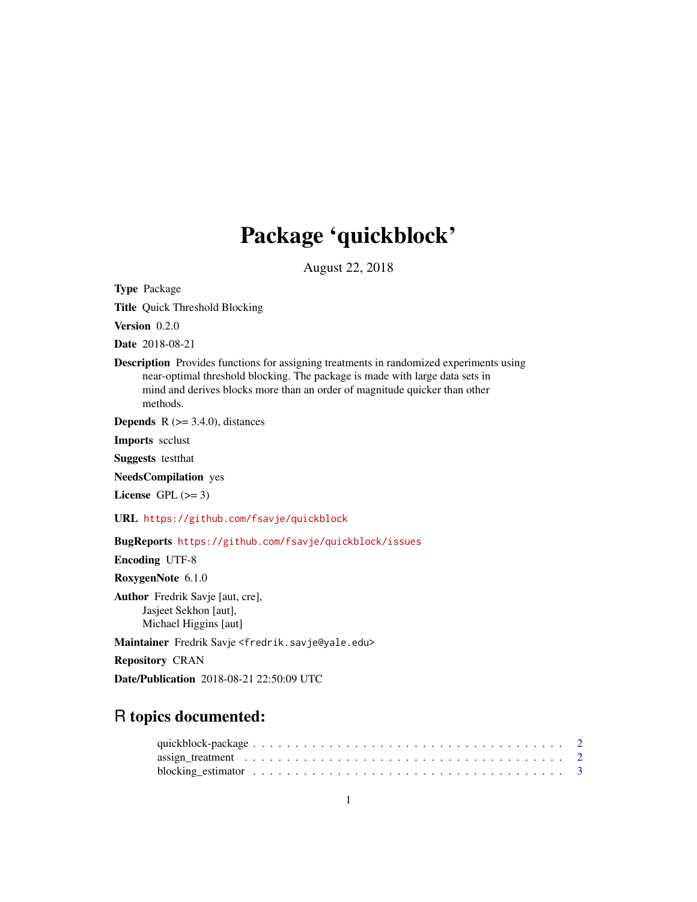# Package 'quickblock'

August 22, 2018

**Type** Package

**Title** Quick Threshold Blocking

**Version** 0.2.0

**Date** 2018-08-21

**Description** Provides functions for assigning treatments in randomized experiments using near-optimal threshold blocking. The package is made with large data sets in mind and derives blocks more than an order of magnitude quicker than other methods.

**Depends** R (>= 3.4.0), distances

**Imports** scclust

**Suggests** testthat

**NeedsCompilation** yes

**License** GPL (>= 3)

**URL** https://github.com/fsavje/quickblock

**BugReports** https://github.com/fsavje/quickblock/issues

**Encoding** UTF-8

**RoxygenNote** 6.1.0

**Author** Fredrik Savje [aut, cre], Jasjeet Sekhon [aut], Michael Higgins [aut]

**Maintainer** Fredrik Savje <fredrik.savje@yale.edu>

**Repository** CRAN

**Date/Publication** 2018-08-21 22:50:09 UTC

## R topics documented:

- quickblock-package . . . . . . . . . . . . . . . . . . . . . . . . . . . . . . . . . . . . 2
- assign_treatment . . . . . . . . . . . . . . . . . . . . . . . . . . . . . . . . . . . . . 2
- blocking_estimator . . . . . . . . . . . . . . . . . . . . . . . . . . . . . . . . . . . . 3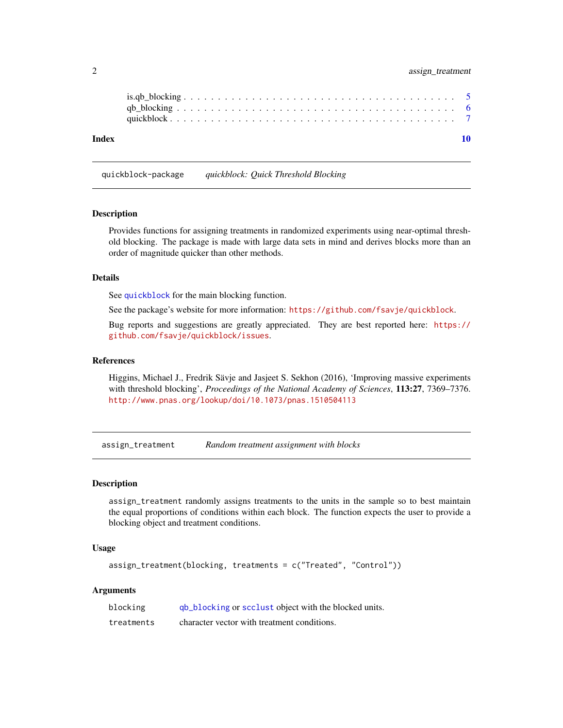is.qb_blocking . . . . . . . . . . . . . . . . . . . . . . . . . . . . . . . . . . . . . . 5
qb_blocking . . . . . . . . . . . . . . . . . . . . . . . . . . . . . . . . . . . . . . . 6
quickblock . . . . . . . . . . . . . . . . . . . . . . . . . . . . . . . . . . . . . . . . 7

**Index** 10

---

## quickblock-package — *quickblock: Quick Threshold Blocking*

### Description

Provides functions for assigning treatments in randomized experiments using near-optimal threshold blocking. The package is made with large data sets in mind and derives blocks more than an order of magnitude quicker than other methods.

### Details

See `quickblock` for the main blocking function.

See the package's website for more information: `https://github.com/fsavje/quickblock`.

Bug reports and suggestions are greatly appreciated. They are best reported here: `https://github.com/fsavje/quickblock/issues`.

### References

Higgins, Michael J., Fredrik Sävje and Jasjeet S. Sekhon (2016), 'Improving massive experiments with threshold blocking', *Proceedings of the National Academy of Sciences*, **113:27**, 7369–7376. `http://www.pnas.org/lookup/doi/10.1073/pnas.1510504113`

---

## assign_treatment — *Random treatment assignment with blocks*

### Description

`assign_treatment` randomly assigns treatments to the units in the sample so to best maintain the equal proportions of conditions within each block. The function expects the user to provide a blocking object and treatment conditions.

### Usage

```
assign_treatment(blocking, treatments = c("Treated", "Control"))
```

### Arguments

| | |
|---|---|
| `blocking` | `qb_blocking` or `scclust` object with the blocked units. |
| `treatments` | character vector with treatment conditions. |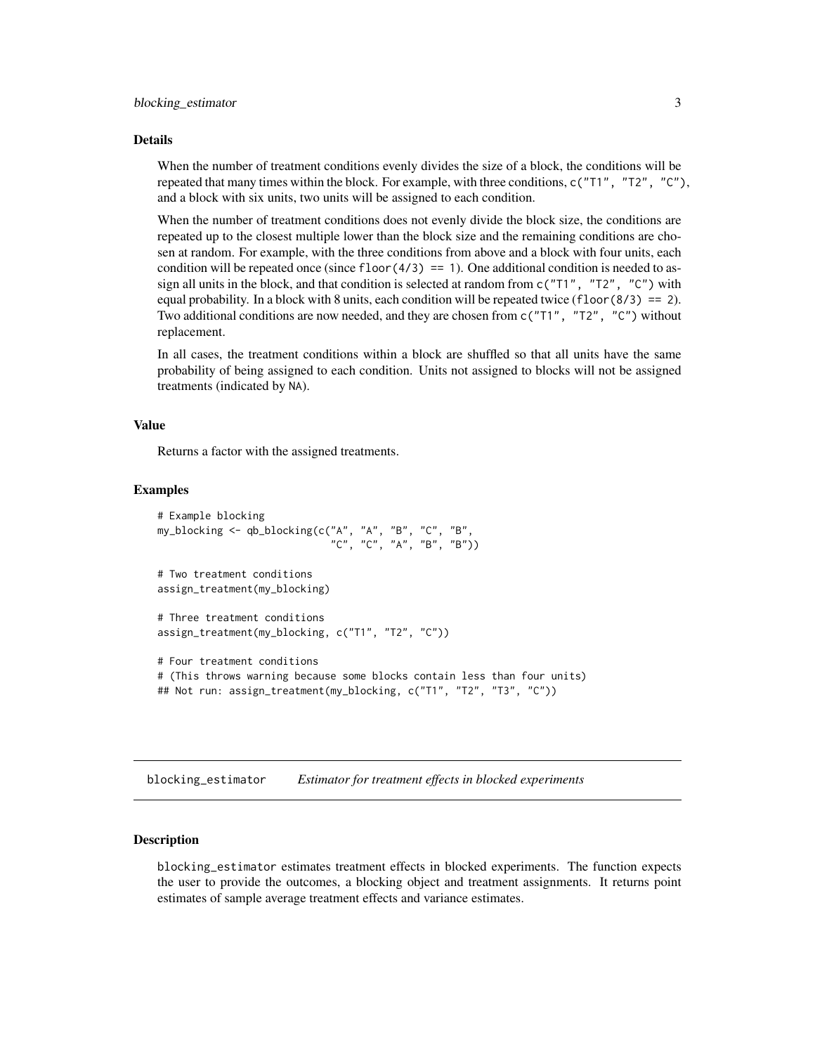### Details

When the number of treatment conditions evenly divides the size of a block, the conditions will be repeated that many times within the block. For example, with three conditions, `c("T1", "T2", "C")`, and a block with six units, two units will be assigned to each condition.

When the number of treatment conditions does not evenly divide the block size, the conditions are repeated up to the closest multiple lower than the block size and the remaining conditions are chosen at random. For example, with the three conditions from above and a block with four units, each condition will be repeated once (since `floor(4/3) == 1`). One additional condition is needed to assign all units in the block, and that condition is selected at random from `c("T1", "T2", "C")` with equal probability. In a block with 8 units, each condition will be repeated twice (`floor(8/3) == 2`). Two additional conditions are now needed, and they are chosen from `c("T1", "T2", "C")` without replacement.

In all cases, the treatment conditions within a block are shuffled so that all units have the same probability of being assigned to each condition. Units not assigned to blocks will not be assigned treatments (indicated by `NA`).

### Value

Returns a factor with the assigned treatments.

### Examples

```
# Example blocking
my_blocking <- qb_blocking(c("A", "A", "B", "C", "B",
                             "C", "C", "A", "B", "B"))

# Two treatment conditions
assign_treatment(my_blocking)

# Three treatment conditions
assign_treatment(my_blocking, c("T1", "T2", "C"))

# Four treatment conditions
# (This throws warning because some blocks contain less than four units)
## Not run: assign_treatment(my_blocking, c("T1", "T2", "T3", "C"))
```

---

## `blocking_estimator` *Estimator for treatment effects in blocked experiments*

---

### Description

`blocking_estimator` estimates treatment effects in blocked experiments. The function expects the user to provide the outcomes, a blocking object and treatment assignments. It returns point estimates of sample average treatment effects and variance estimates.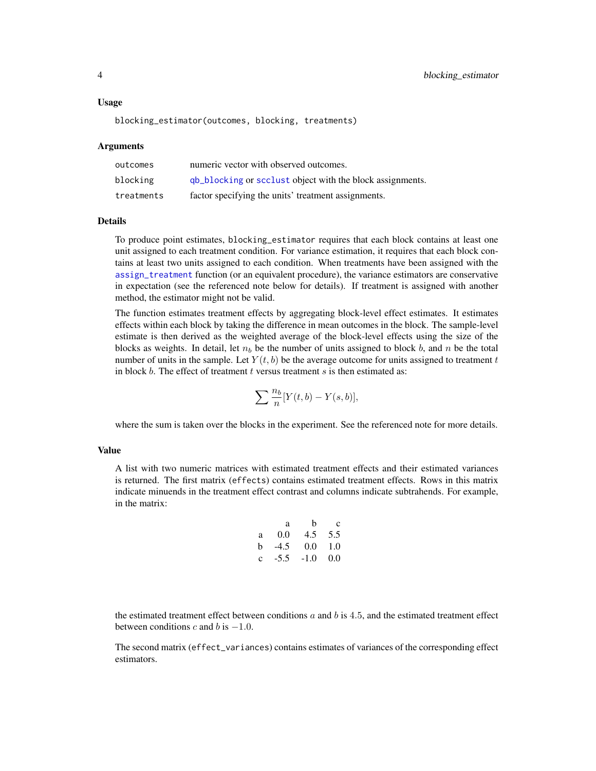### Usage

```
blocking_estimator(outcomes, blocking, treatments)
```

### Arguments

| | |
|---|---|
| `outcomes` | numeric vector with observed outcomes. |
| `blocking` | `qb_blocking` or `scclust` object with the block assignments. |
| `treatments` | factor specifying the units' treatment assignments. |

### Details

To produce point estimates, `blocking_estimator` requires that each block contains at least one unit assigned to each treatment condition. For variance estimation, it requires that each block contains at least two units assigned to each condition. When treatments have been assigned with the `assign_treatment` function (or an equivalent procedure), the variance estimators are conservative in expectation (see the referenced note below for details). If treatment is assigned with another method, the estimator might not be valid.

The function estimates treatment effects by aggregating block-level effect estimates. It estimates effects within each block by taking the difference in mean outcomes in the block. The sample-level estimate is then derived as the weighted average of the block-level effects using the size of the blocks as weights. In detail, let $n_b$ be the number of units assigned to block $b$, and $n$ be the total number of units in the sample. Let $Y(t, b)$ be the average outcome for units assigned to treatment $t$ in block $b$. The effect of treatment $t$ versus treatment $s$ is then estimated as:

$$\sum \frac{n_b}{n}[Y(t, b) - Y(s, b)],$$

where the sum is taken over the blocks in the experiment. See the referenced note for more details.

### Value

A list with two numeric matrices with estimated treatment effects and their estimated variances is returned. The first matrix (`effects`) contains estimated treatment effects. Rows in this matrix indicate minuends in the treatment effect contrast and columns indicate subtrahends. For example, in the matrix:

| | a | b | c |
|---|---|---|---|
| a | 0.0 | 4.5 | 5.5 |
| b | -4.5 | 0.0 | 1.0 |
| c | -5.5 | -1.0 | 0.0 |

the estimated treatment effect between conditions $a$ and $b$ is $4.5$, and the estimated treatment effect between conditions $c$ and $b$ is $-1.0$.

The second matrix (`effect_variances`) contains estimates of variances of the corresponding effect estimators.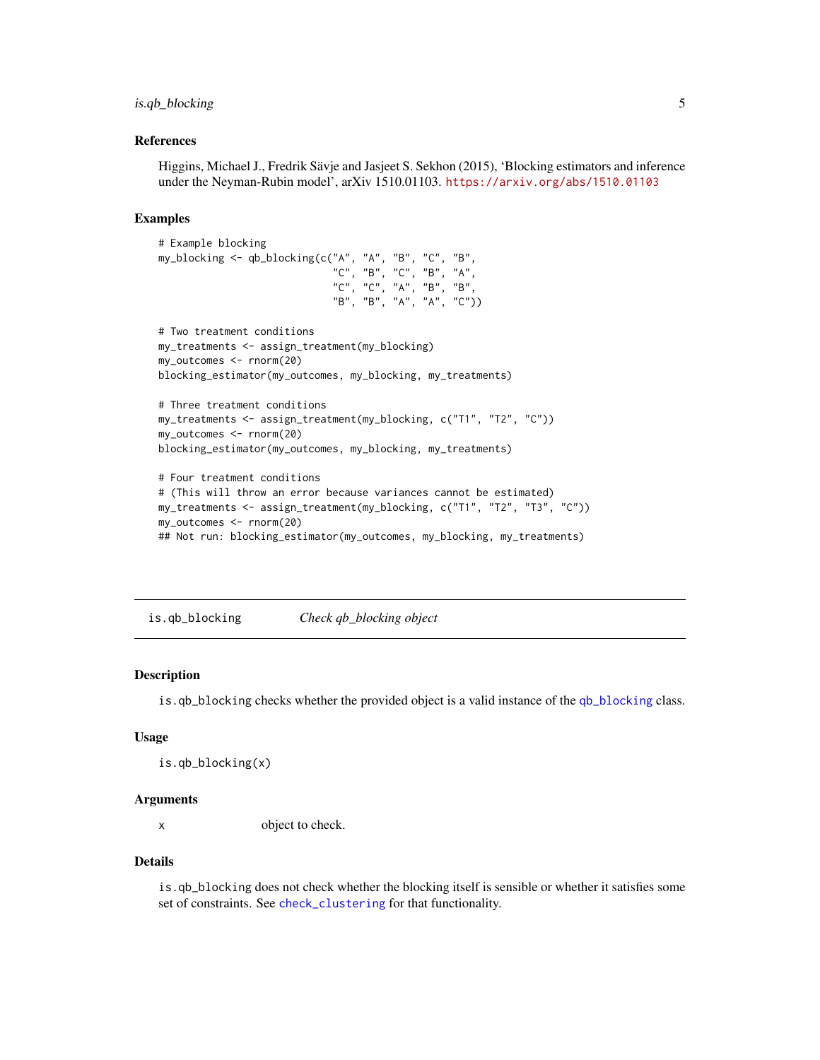### References

Higgins, Michael J., Fredrik Sävje and Jasjeet S. Sekhon (2015), 'Blocking estimators and inference under the Neyman-Rubin model', arXiv 1510.01103. https://arxiv.org/abs/1510.01103

### Examples

```
# Example blocking
my_blocking <- qb_blocking(c("A", "A", "B", "C", "B",
                             "C", "B", "C", "B", "A",
                             "C", "C", "A", "B", "B",
                             "B", "B", "A", "A", "C"))

# Two treatment conditions
my_treatments <- assign_treatment(my_blocking)
my_outcomes <- rnorm(20)
blocking_estimator(my_outcomes, my_blocking, my_treatments)

# Three treatment conditions
my_treatments <- assign_treatment(my_blocking, c("T1", "T2", "C"))
my_outcomes <- rnorm(20)
blocking_estimator(my_outcomes, my_blocking, my_treatments)

# Four treatment conditions
# (This will throw an error because variances cannot be estimated)
my_treatments <- assign_treatment(my_blocking, c("T1", "T2", "T3", "C"))
my_outcomes <- rnorm(20)
## Not run: blocking_estimator(my_outcomes, my_blocking, my_treatments)
```

---

## is.qb_blocking — *Check qb_blocking object*

### Description

`is.qb_blocking` checks whether the provided object is a valid instance of the `qb_blocking` class.

### Usage

```
is.qb_blocking(x)
```

### Arguments

| | |
|---|---|
| x | object to check. |

### Details

`is.qb_blocking` does not check whether the blocking itself is sensible or whether it satisfies some set of constraints. See `check_clustering` for that functionality.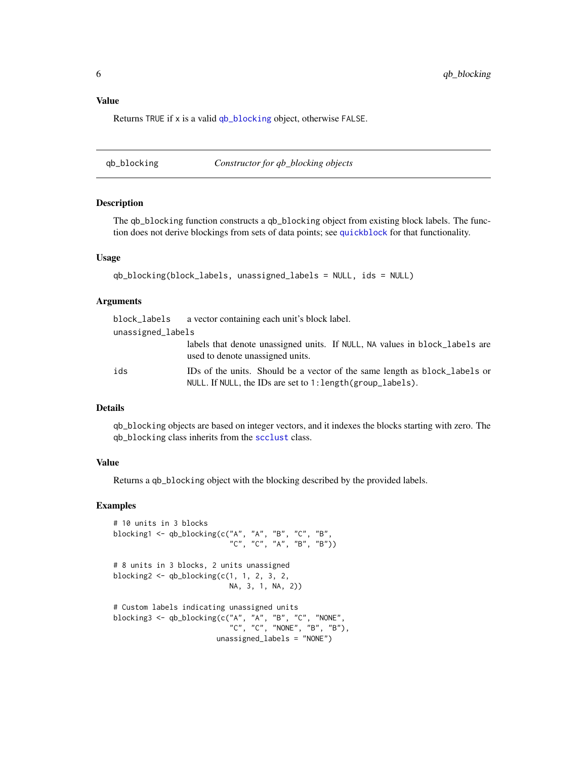### Value

Returns `TRUE` if `x` is a valid `qb_blocking` object, otherwise `FALSE`.

---

## qb_blocking — *Constructor for qb_blocking objects*

### Description

The `qb_blocking` function constructs a `qb_blocking` object from existing block labels. The function does not derive blockings from sets of data points; see `quickblock` for that functionality.

### Usage

```
qb_blocking(block_labels, unassigned_labels = NULL, ids = NULL)
```

### Arguments

- `block_labels`: a vector containing each unit's block label.
- `unassigned_labels`: labels that denote unassigned units. If `NULL`, `NA` values in `block_labels` are used to denote unassigned units.
- `ids`: IDs of the units. Should be a vector of the same length as `block_labels` or `NULL`. If `NULL`, the IDs are set to `1:length(group_labels)`.

### Details

`qb_blocking` objects are based on integer vectors, and it indexes the blocks starting with zero. The `qb_blocking` class inherits from the `scclust` class.

### Value

Returns a `qb_blocking` object with the blocking described by the provided labels.

### Examples

```
# 10 units in 3 blocks
blocking1 <- qb_blocking(c("A", "A", "B", "C", "B",
                           "C", "C", "A", "B", "B"))

# 8 units in 3 blocks, 2 units unassigned
blocking2 <- qb_blocking(c(1, 1, 2, 3, 2,
                           NA, 3, 1, NA, 2))

# Custom labels indicating unassigned units
blocking3 <- qb_blocking(c("A", "A", "B", "C", "NONE",
                           "C", "C", "NONE", "B", "B"),
                         unassigned_labels = "NONE")
```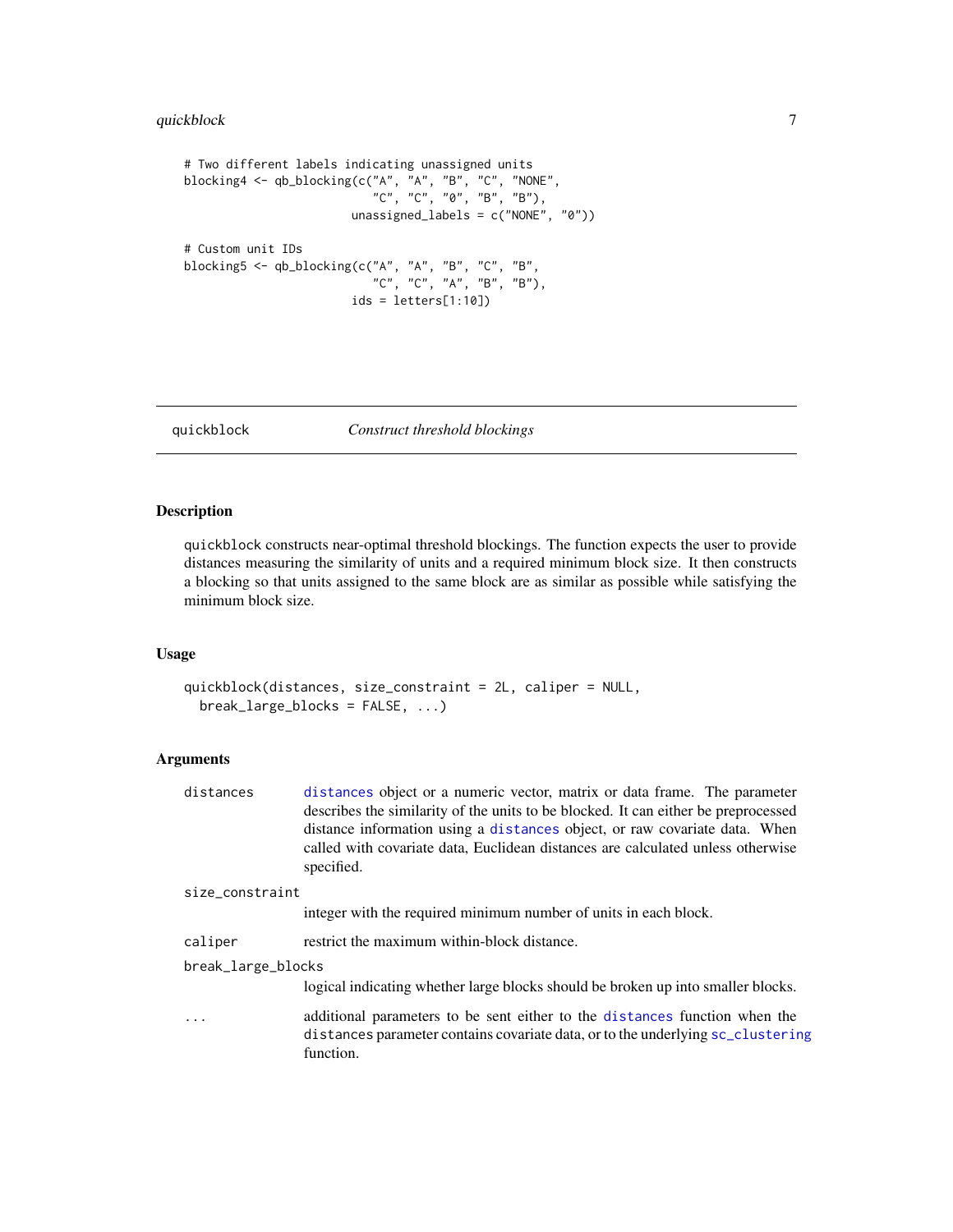```
# Two different labels indicating unassigned units
blocking4 <- qb_blocking(c("A", "A", "B", "C", "NONE",
                           "C", "C", "0", "B", "B"),
                         unassigned_labels = c("NONE", "0"))

# Custom unit IDs
blocking5 <- qb_blocking(c("A", "A", "B", "C", "B",
                           "C", "C", "A", "B", "B"),
                         ids = letters[1:10])
```

---

## quickblock — *Construct threshold blockings*

---

### Description

quickblock constructs near-optimal threshold blockings. The function expects the user to provide distances measuring the similarity of units and a required minimum block size. It then constructs a blocking so that units assigned to the same block are as similar as possible while satisfying the minimum block size.

### Usage

```
quickblock(distances, size_constraint = 2L, caliper = NULL,
  break_large_blocks = FALSE, ...)
```

### Arguments

| | |
|---|---|
| `distances` | `distances` object or a numeric vector, matrix or data frame. The parameter describes the similarity of the units to be blocked. It can either be preprocessed distance information using a `distances` object, or raw covariate data. When called with covariate data, Euclidean distances are calculated unless otherwise specified. |
| `size_constraint` | integer with the required minimum number of units in each block. |
| `caliper` | restrict the maximum within-block distance. |
| `break_large_blocks` | logical indicating whether large blocks should be broken up into smaller blocks. |
| `...` | additional parameters to be sent either to the `distances` function when the `distances` parameter contains covariate data, or to the underlying `sc_clustering` function. |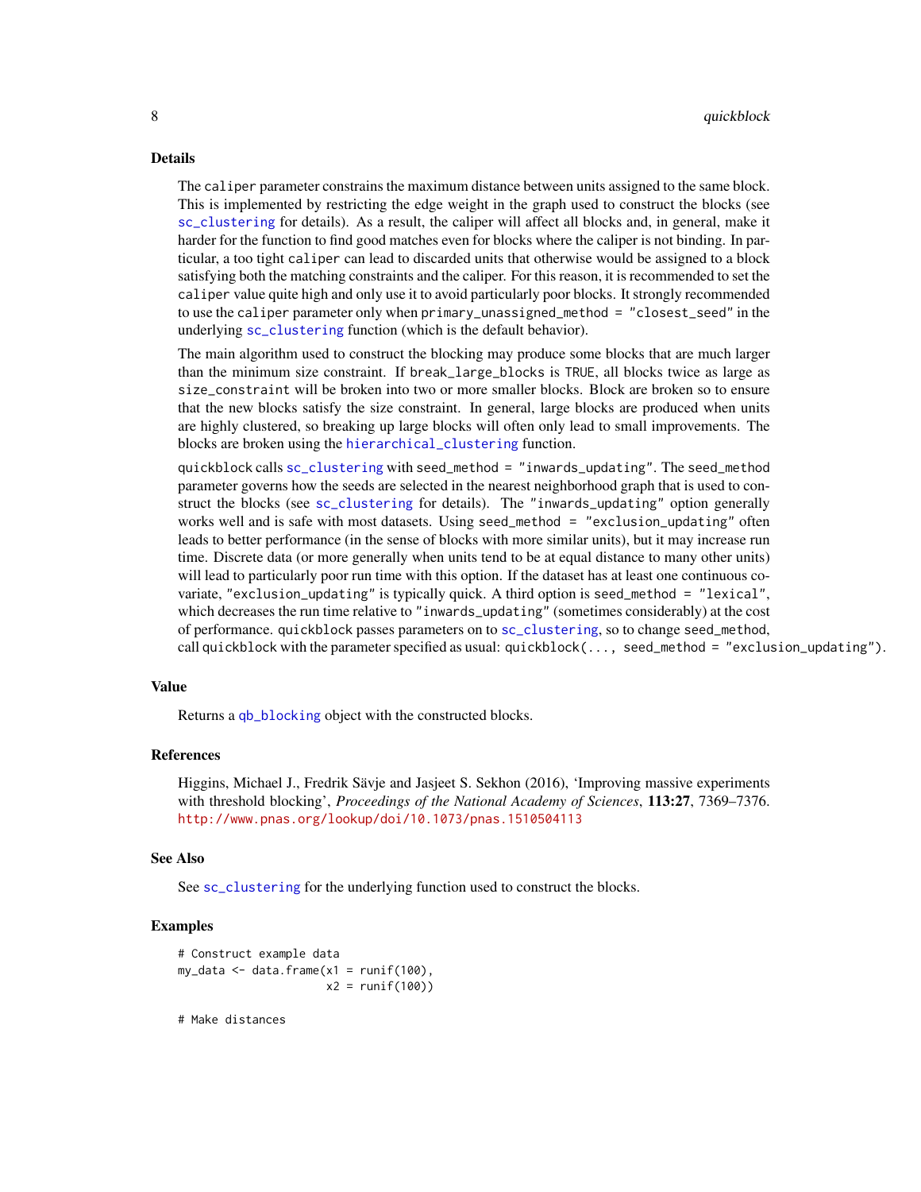## Details

The `caliper` parameter constrains the maximum distance between units assigned to the same block. This is implemented by restricting the edge weight in the graph used to construct the blocks (see `sc_clustering` for details). As a result, the caliper will affect all blocks and, in general, make it harder for the function to find good matches even for blocks where the caliper is not binding. In particular, a too tight `caliper` can lead to discarded units that otherwise would be assigned to a block satisfying both the matching constraints and the caliper. For this reason, it is recommended to set the `caliper` value quite high and only use it to avoid particularly poor blocks. It strongly recommended to use the `caliper` parameter only when `primary_unassigned_method = "closest_seed"` in the underlying `sc_clustering` function (which is the default behavior).

The main algorithm used to construct the blocking may produce some blocks that are much larger than the minimum size constraint. If `break_large_blocks` is `TRUE`, all blocks twice as large as `size_constraint` will be broken into two or more smaller blocks. Block are broken so to ensure that the new blocks satisfy the size constraint. In general, large blocks are produced when units are highly clustered, so breaking up large blocks will often only lead to small improvements. The blocks are broken using the `hierarchical_clustering` function.

`quickblock` calls `sc_clustering` with `seed_method = "inwards_updating"`. The `seed_method` parameter governs how the seeds are selected in the nearest neighborhood graph that is used to construct the blocks (see `sc_clustering` for details). The `"inwards_updating"` option generally works well and is safe with most datasets. Using `seed_method = "exclusion_updating"` often leads to better performance (in the sense of blocks with more similar units), but it may increase run time. Discrete data (or more generally when units tend to be at equal distance to many other units) will lead to particularly poor run time with this option. If the dataset has at least one continuous covariate, `"exclusion_updating"` is typically quick. A third option is `seed_method = "lexical"`, which decreases the run time relative to `"inwards_updating"` (sometimes considerably) at the cost of performance. `quickblock` passes parameters on to `sc_clustering`, so to change `seed_method`, call `quickblock` with the parameter specified as usual: `quickblock(..., seed_method = "exclusion_updating")`.

## Value

Returns a `qb_blocking` object with the constructed blocks.

## References

Higgins, Michael J., Fredrik Sävje and Jasjeet S. Sekhon (2016), 'Improving massive experiments with threshold blocking', *Proceedings of the National Academy of Sciences*, **113:27**, 7369–7376. http://www.pnas.org/lookup/doi/10.1073/pnas.1510504113

## See Also

See `sc_clustering` for the underlying function used to construct the blocks.

## Examples

```
# Construct example data
my_data <- data.frame(x1 = runif(100),
                      x2 = runif(100))

# Make distances
```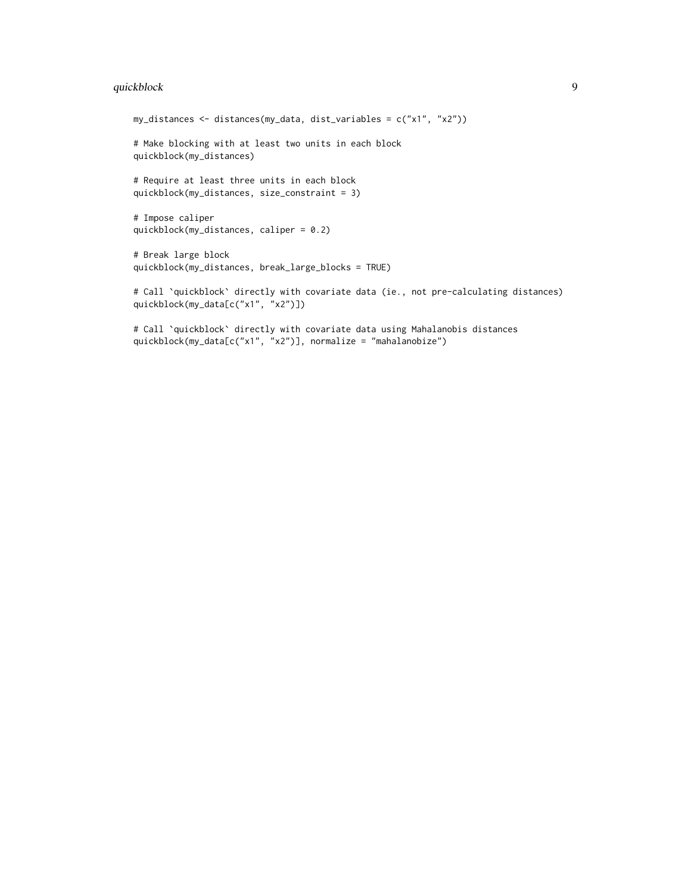```
my_distances <- distances(my_data, dist_variables = c("x1", "x2"))

# Make blocking with at least two units in each block
quickblock(my_distances)

# Require at least three units in each block
quickblock(my_distances, size_constraint = 3)

# Impose caliper
quickblock(my_distances, caliper = 0.2)

# Break large block
quickblock(my_distances, break_large_blocks = TRUE)

# Call `quickblock` directly with covariate data (ie., not pre-calculating distances)
quickblock(my_data[c("x1", "x2")])

# Call `quickblock` directly with covariate data using Mahalanobis distances
quickblock(my_data[c("x1", "x2")], normalize = "mahalanobize")
```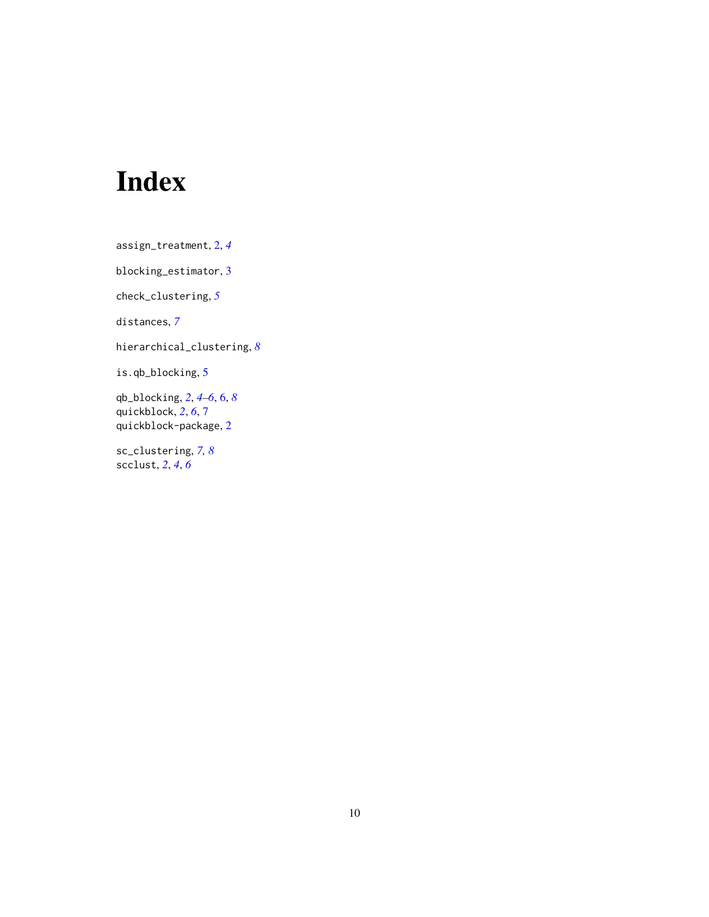# Index

assign_treatment, 2, *4*

blocking_estimator, 3

check_clustering, *5*

distances, *7*

hierarchical_clustering, *8*

is.qb_blocking, 5

qb_blocking, *2*, *4–6*, 6, *8*
quickblock, *2*, *6*, 7
quickblock-package, 2

sc_clustering, *7, 8*
scclust, *2*, *4*, *6*